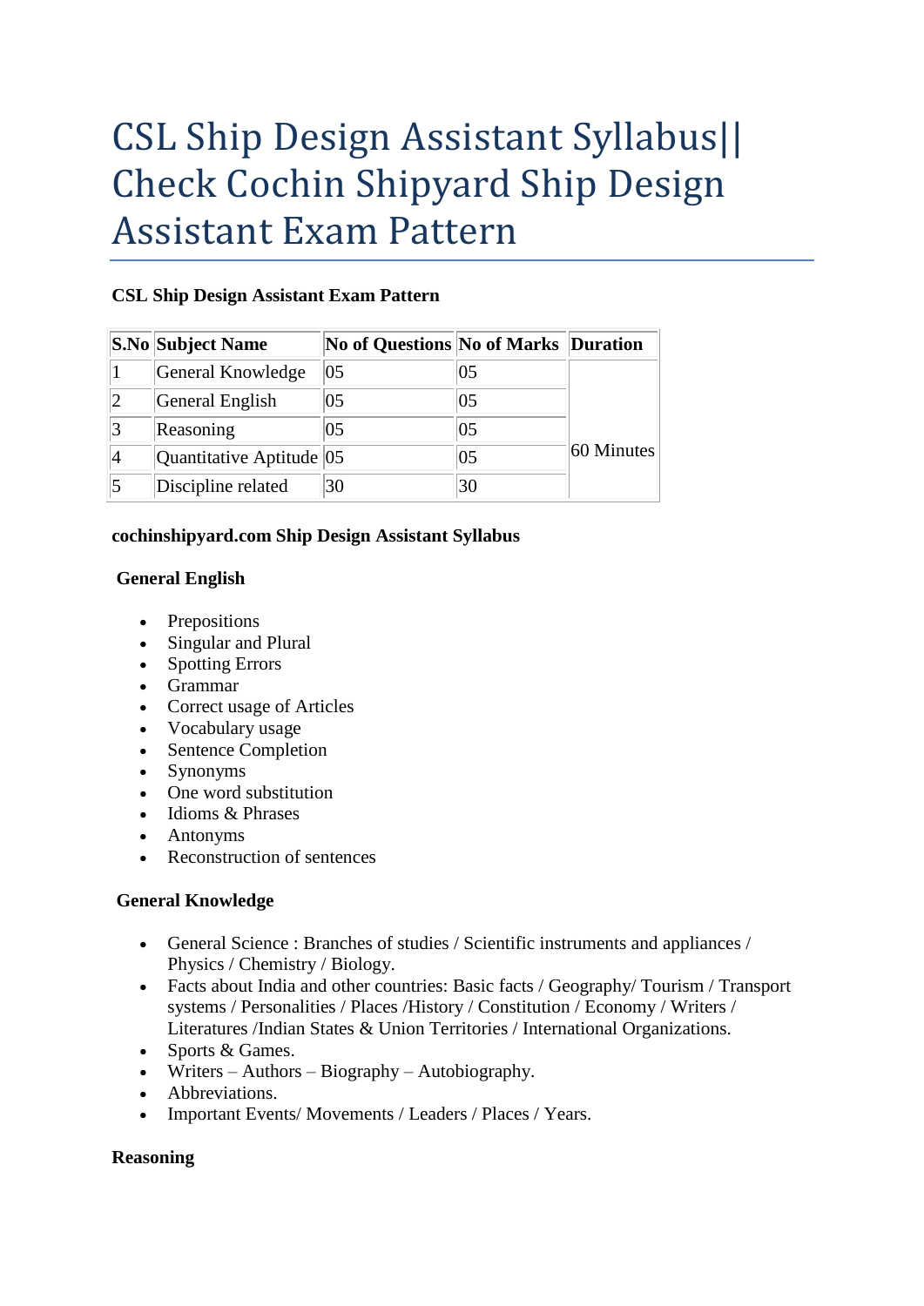# CSL Ship Design Assistant Syllabus|| Check Cochin Shipyard Ship Design Assistant Exam Pattern

**CSL Ship Design Assistant Exam Pattern**

| S.No | Subject Name | No of Questions | No of Marks | Duration |
|---|---|---|---|---|
| 1 | General Knowledge | 05 | 05 | 60 Minutes |
| 2 | General English | 05 | 05 | |
| 3 | Reasoning | 05 | 05 | |
| 4 | Quantitative Aptitude | 05 | 05 | |
| 5 | Discipline related | 30 | 30 | |

**cochinshipyard.com Ship Design Assistant Syllabus**

**General English**

- Prepositions
- Singular and Plural
- Spotting Errors
- Grammar
- Correct usage of Articles
- Vocabulary usage
- Sentence Completion
- Synonyms
- One word substitution
- Idioms & Phrases
- Antonyms
- Reconstruction of sentences

**General Knowledge**

- General Science : Branches of studies / Scientific instruments and appliances / Physics / Chemistry / Biology.
- Facts about India and other countries: Basic facts / Geography/ Tourism / Transport systems / Personalities / Places /History / Constitution / Economy / Writers / Literatures /Indian States & Union Territories / International Organizations.
- Sports & Games.
- Writers – Authors – Biography – Autobiography.
- Abbreviations.
- Important Events/ Movements / Leaders / Places / Years.

**Reasoning**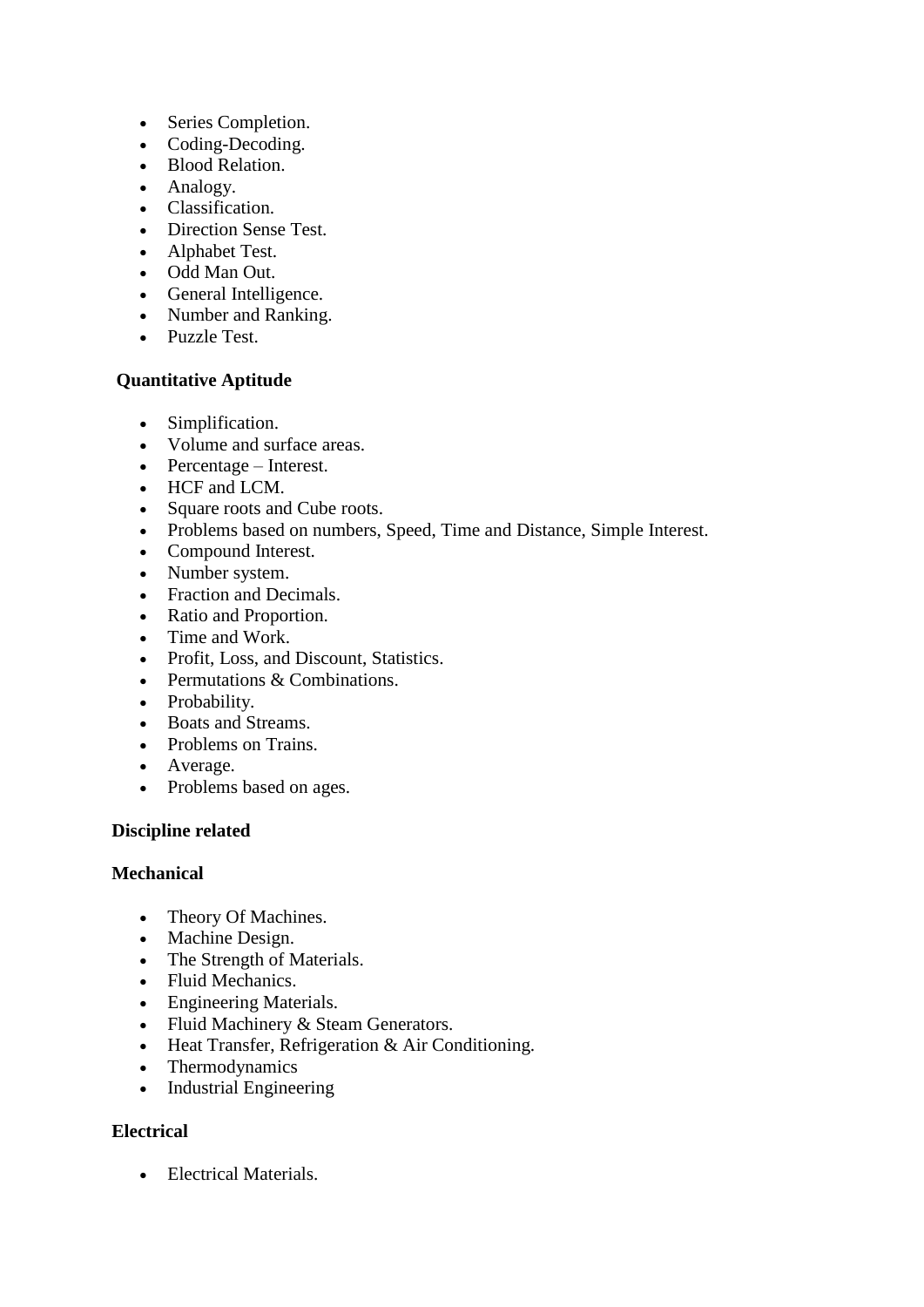- Series Completion.
- Coding-Decoding.
- Blood Relation.
- Analogy.
- Classification.
- Direction Sense Test.
- Alphabet Test.
- Odd Man Out.
- General Intelligence.
- Number and Ranking.
- Puzzle Test.

**Quantitative Aptitude**

- Simplification.
- Volume and surface areas.
- Percentage – Interest.
- HCF and LCM.
- Square roots and Cube roots.
- Problems based on numbers, Speed, Time and Distance, Simple Interest.
- Compound Interest.
- Number system.
- Fraction and Decimals.
- Ratio and Proportion.
- Time and Work.
- Profit, Loss, and Discount, Statistics.
- Permutations & Combinations.
- Probability.
- Boats and Streams.
- Problems on Trains.
- Average.
- Problems based on ages.

**Discipline related**

**Mechanical**

- Theory Of Machines.
- Machine Design.
- The Strength of Materials.
- Fluid Mechanics.
- Engineering Materials.
- Fluid Machinery & Steam Generators.
- Heat Transfer, Refrigeration & Air Conditioning.
- Thermodynamics
- Industrial Engineering

**Electrical**

- Electrical Materials.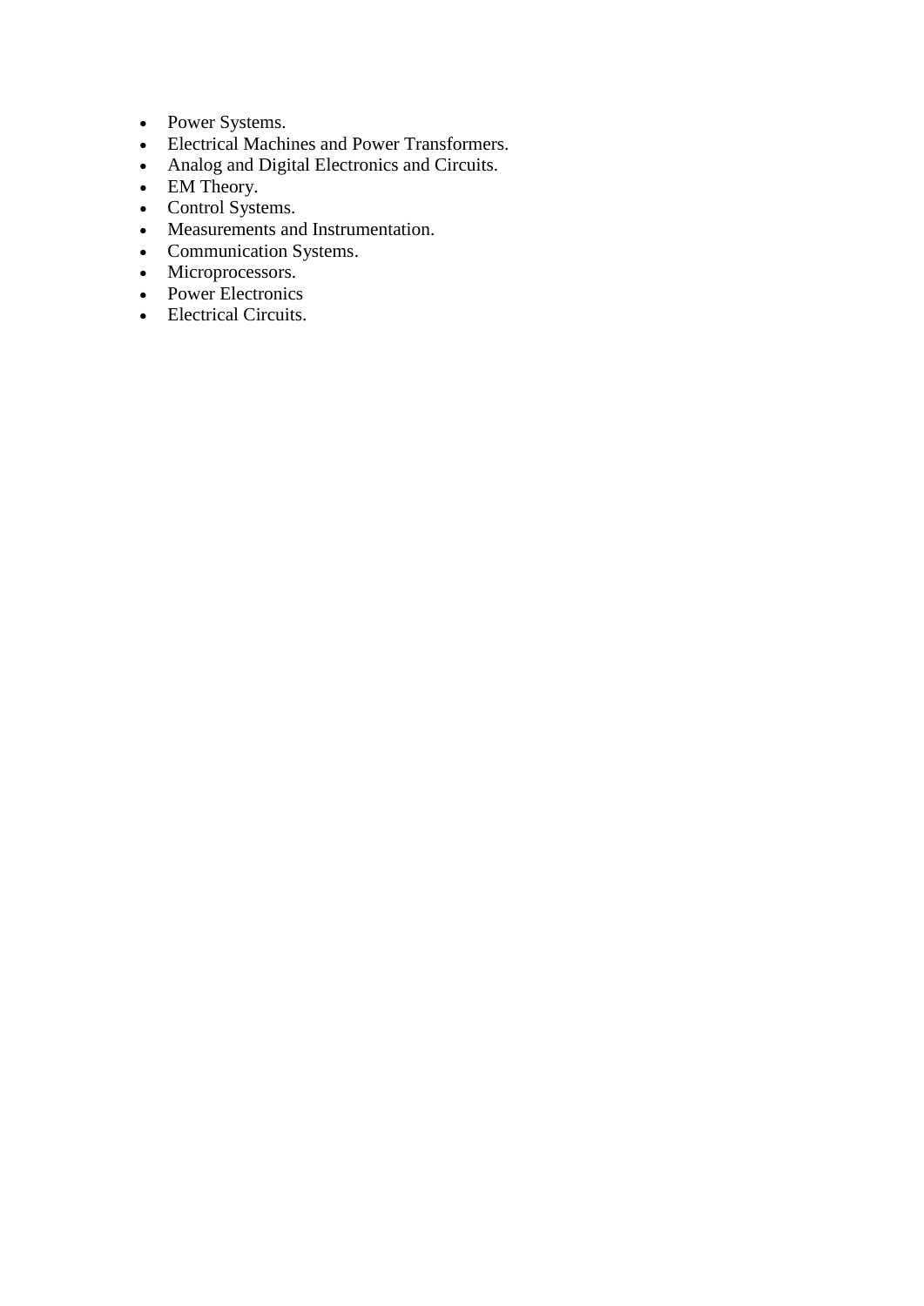- Power Systems.
- Electrical Machines and Power Transformers.
- Analog and Digital Electronics and Circuits.
- EM Theory.
- Control Systems.
- Measurements and Instrumentation.
- Communication Systems.
- Microprocessors.
- Power Electronics
- Electrical Circuits.